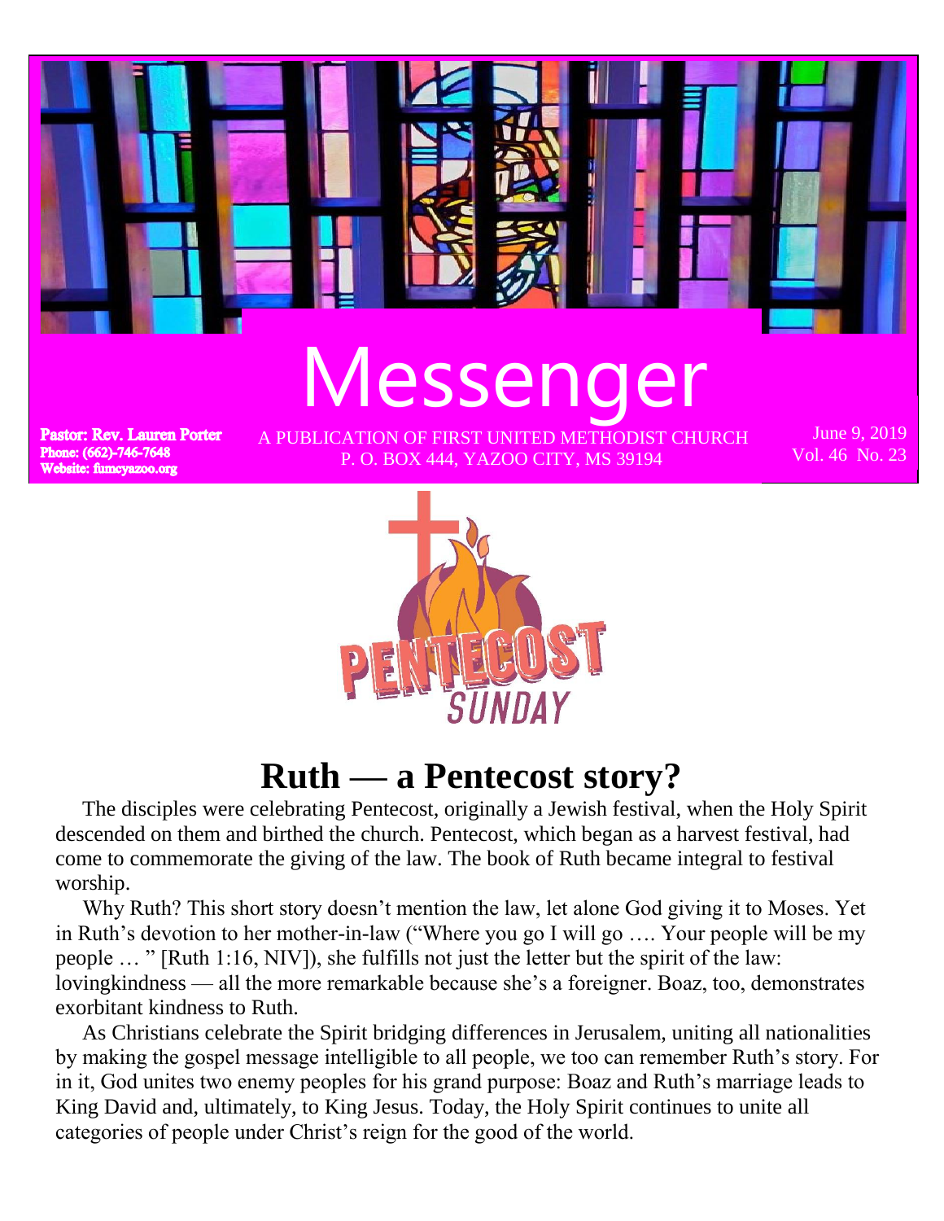# Messenger

**Pastor: Rev. Lauren Porter**
**Phone: (662)-746-7648**
**Website: fumcyazoo.org**

A PUBLICATION OF FIRST UNITED METHODIST CHURCH
P. O. BOX 444, YAZOO CITY, MS 39194

June 9, 2019
Vol. 46 No. 23

PENTECOST SUNDAY

## Ruth — a Pentecost story?

The disciples were celebrating Pentecost, originally a Jewish festival, when the Holy Spirit descended on them and birthed the church. Pentecost, which began as a harvest festival, had come to commemorate the giving of the law. The book of Ruth became integral to festival worship.

Why Ruth? This short story doesn't mention the law, let alone God giving it to Moses. Yet in Ruth's devotion to her mother-in-law ("Where you go I will go …. Your people will be my people … " [Ruth 1:16, NIV]), she fulfills not just the letter but the spirit of the law: lovingkindness — all the more remarkable because she's a foreigner. Boaz, too, demonstrates exorbitant kindness to Ruth.

As Christians celebrate the Spirit bridging differences in Jerusalem, uniting all nationalities by making the gospel message intelligible to all people, we too can remember Ruth's story. For in it, God unites two enemy peoples for his grand purpose: Boaz and Ruth's marriage leads to King David and, ultimately, to King Jesus. Today, the Holy Spirit continues to unite all categories of people under Christ's reign for the good of the world.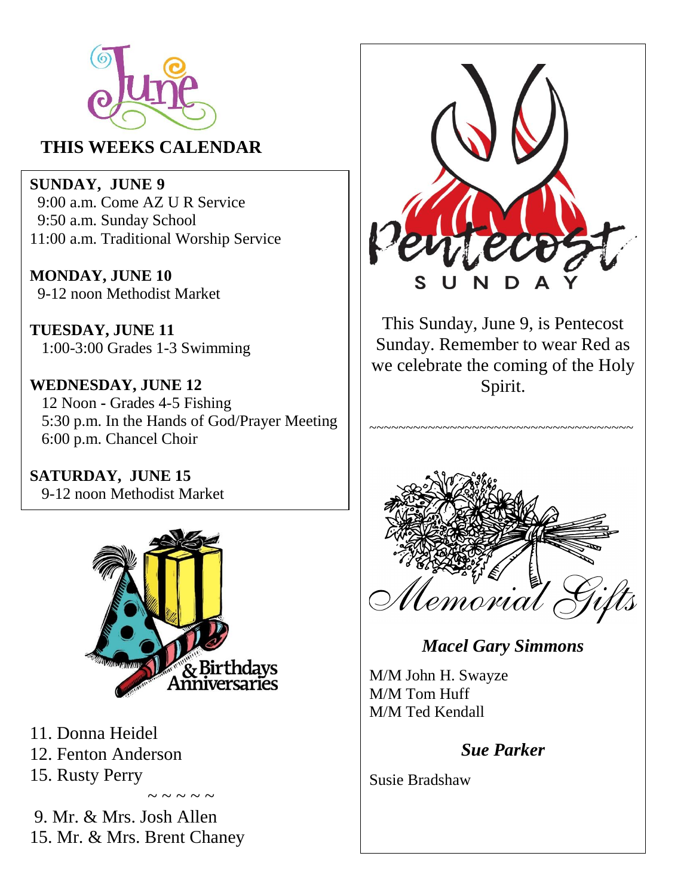June

## THIS WEEKS CALENDAR

**SUNDAY, JUNE 9**
9:00 a.m. Come AZ U R Service
9:50 a.m. Sunday School
11:00 a.m. Traditional Worship Service

**MONDAY, JUNE 10**
9-12 noon Methodist Market

**TUESDAY, JUNE 11**
1:00-3:00 Grades 1-3 Swimming

**WEDNESDAY, JUNE 12**
12 Noon - Grades 4-5 Fishing
5:30 p.m. In the Hands of God/Prayer Meeting
6:00 p.m. Chancel Choir

**SATURDAY, JUNE 15**
9-12 noon Methodist Market

## Birthdays & Anniversaries

11. Donna Heidel
12. Fenton Anderson
15. Rusty Perry

~ ~ ~ ~ ~

9. Mr. & Mrs. Josh Allen
15. Mr. & Mrs. Brent Chaney

## Pentecost SUNDAY

This Sunday, June 9, is Pentecost Sunday. Remember to wear Red as we celebrate the coming of the Holy Spirit.

~~~~~~~~~~~~~~~~~~~~~~~~~~~~~~~~~~~~~~~~~

## Memorial Gifts

***Macel Gary Simmons***

M/M John H. Swayze
M/M Tom Huff
M/M Ted Kendall

***Sue Parker***

Susie Bradshaw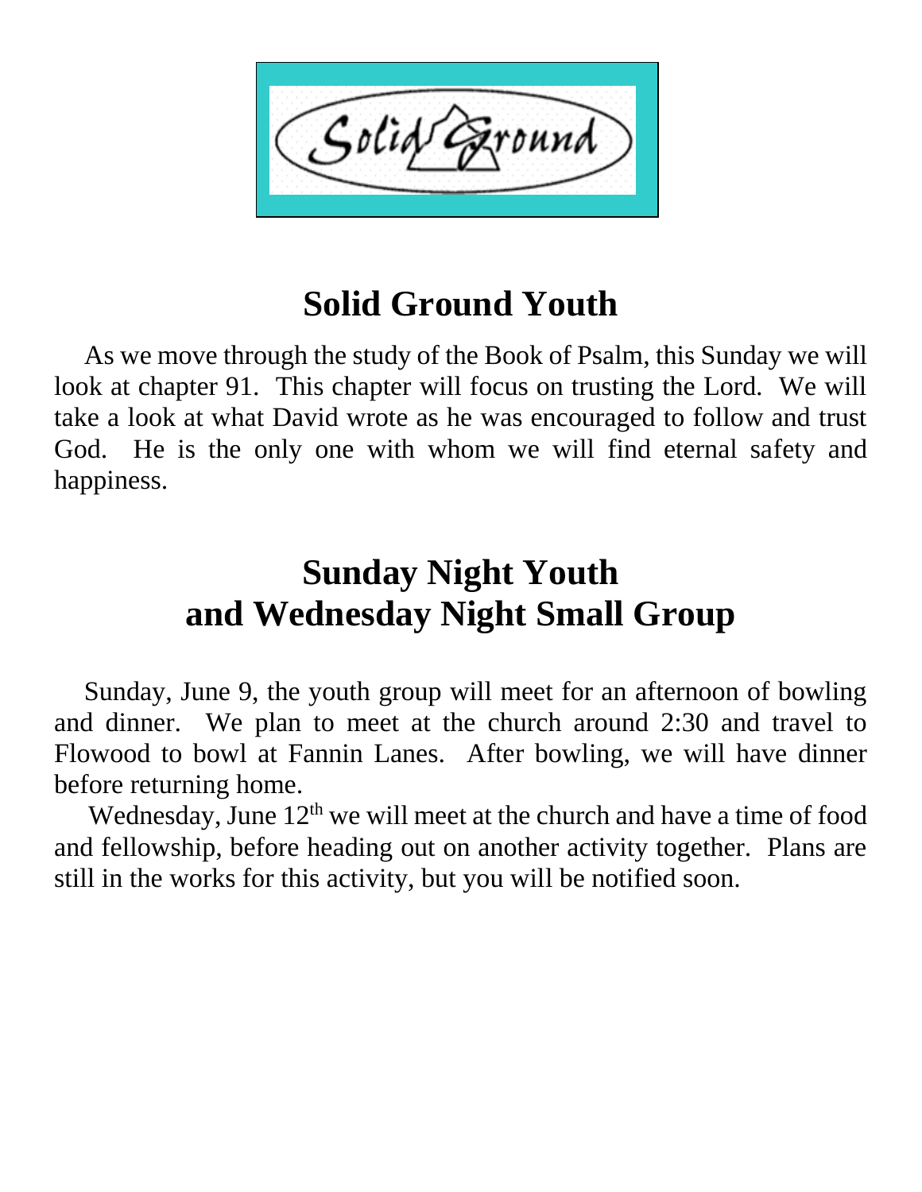Solid Ground

# Solid Ground Youth

As we move through the study of the Book of Psalm, this Sunday we will look at chapter 91. This chapter will focus on trusting the Lord. We will take a look at what David wrote as he was encouraged to follow and trust God. He is the only one with whom we will find eternal safety and happiness.

# Sunday Night Youth and Wednesday Night Small Group

Sunday, June 9, the youth group will meet for an afternoon of bowling and dinner. We plan to meet at the church around 2:30 and travel to Flowood to bowl at Fannin Lanes. After bowling, we will have dinner before returning home.

Wednesday, June 12th we will meet at the church and have a time of food and fellowship, before heading out on another activity together. Plans are still in the works for this activity, but you will be notified soon.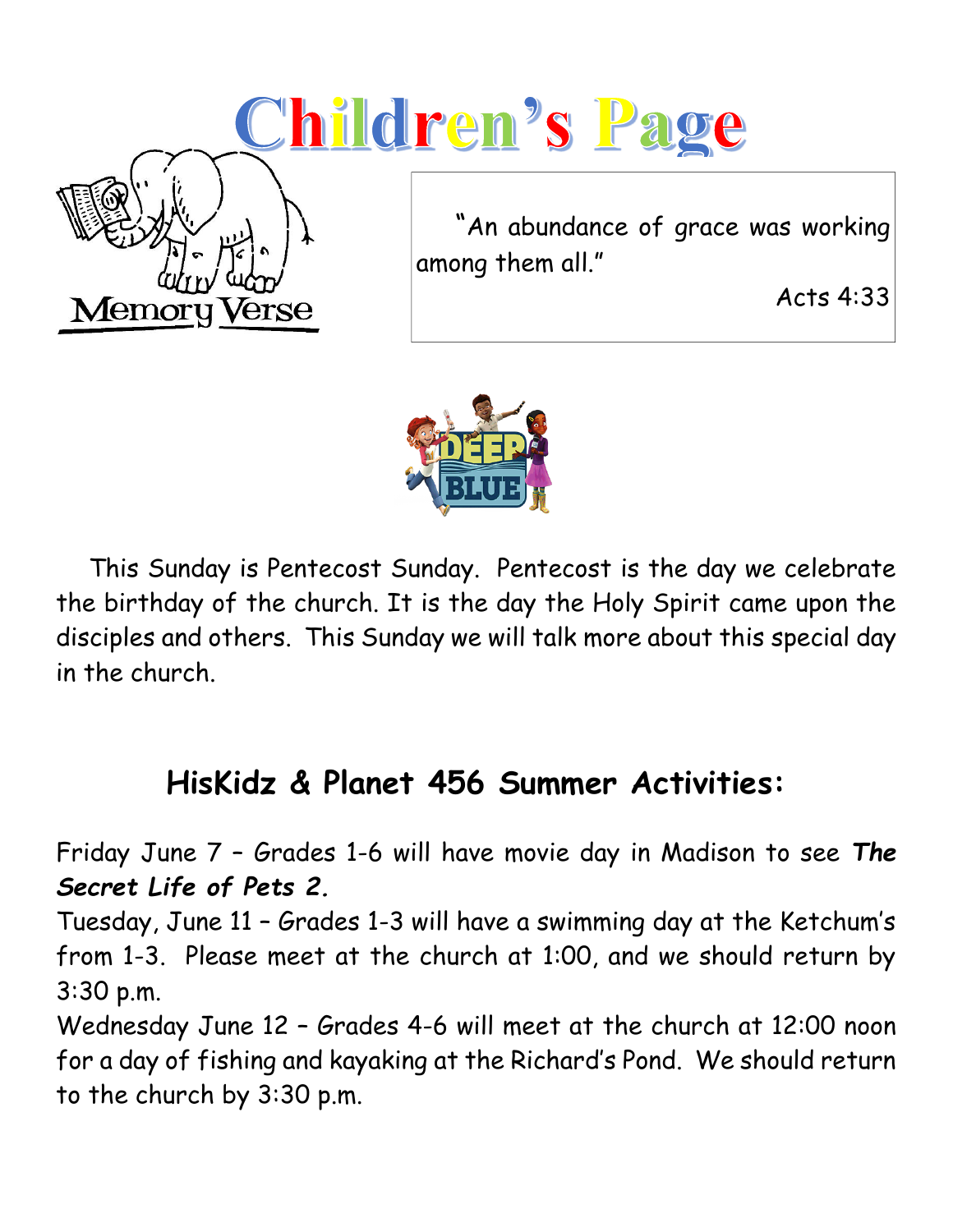# Children's Page

Memory Verse

"An abundance of grace was working among them all."

Acts 4:33

This Sunday is Pentecost Sunday. Pentecost is the day we celebrate the birthday of the church. It is the day the Holy Spirit came upon the disciples and others. This Sunday we will talk more about this special day in the church.

## HisKidz & Planet 456 Summer Activities:

Friday June 7 – Grades 1-6 will have movie day in Madison to see ***The Secret Life of Pets 2.***

Tuesday, June 11 – Grades 1-3 will have a swimming day at the Ketchum's from 1-3. Please meet at the church at 1:00, and we should return by 3:30 p.m.

Wednesday June 12 – Grades 4-6 will meet at the church at 12:00 noon for a day of fishing and kayaking at the Richard's Pond. We should return to the church by 3:30 p.m.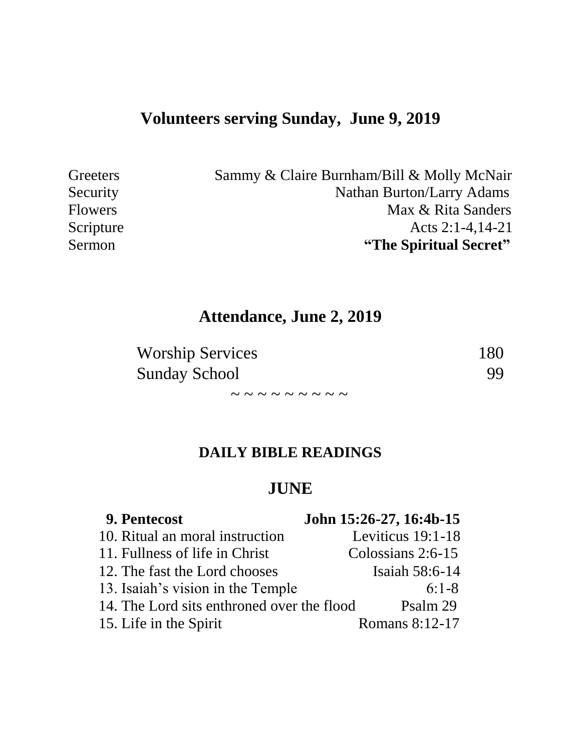## Volunteers serving Sunday, June 9, 2019

| | |
|---|---|
| Greeters | Sammy & Claire Burnham/Bill & Molly McNair |
| Security | Nathan Burton/Larry Adams |
| Flowers | Max & Rita Sanders |
| Scripture | Acts 2:1-4,14-21 |
| Sermon | **"The Spiritual Secret"** |

## Attendance, June 2, 2019

| | |
|---|---|
| Worship Services | 180 |
| Sunday School | 99 |

~ ~ ~ ~ ~ ~ ~ ~ ~ ~

### DAILY BIBLE READINGS

## JUNE

| | |
|---|---|
| **9. Pentecost** | **John 15:26-27, 16:4b-15** |
| 10. Ritual an moral instruction | Leviticus 19:1-18 |
| 11. Fullness of life in Christ | Colossians 2:6-15 |
| 12. The fast the Lord chooses | Isaiah 58:6-14 |
| 13. Isaiah's vision in the Temple | 6:1-8 |
| 14. The Lord sits enthroned over the flood | Psalm 29 |
| 15. Life in the Spirit | Romans 8:12-17 |